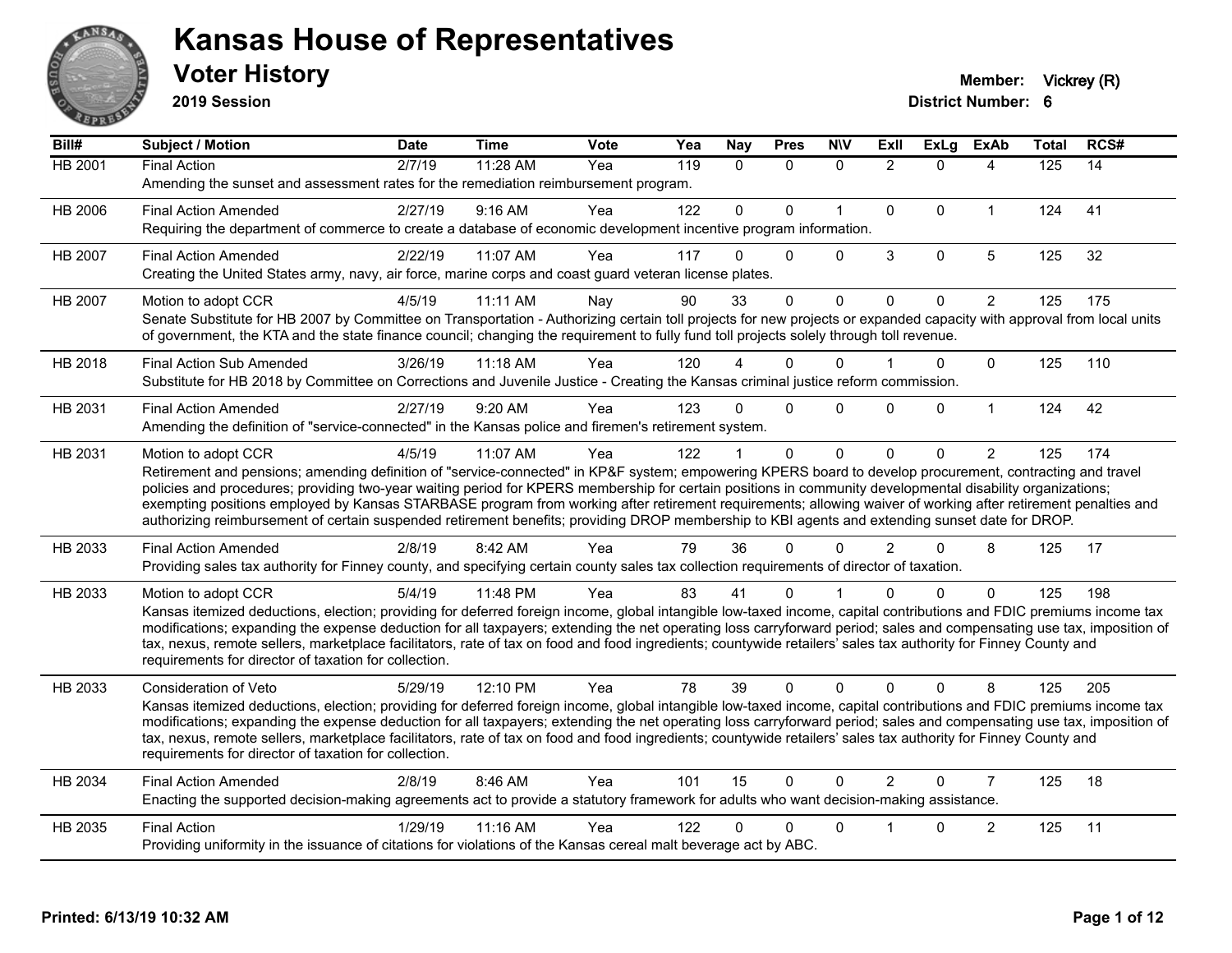# Kansas House of Representatives

## Voter History

**2019 Session**

**Member:** Vickrey (R)
**District Number:** 6

| Bill# | Subject / Motion | Date | Time | Vote | Yea | Nay | Pres | N\V | ExII | ExLg | ExAb | Total | RCS# |
|---|---|---|---|---|---|---|---|---|---|---|---|---|---|
| HB 2001 | Final Action | 2/7/19 | 11:28 AM | Yea | 119 | 0 | 0 | 0 | 2 | 0 | 4 | 125 | 14 |
| | Amending the sunset and assessment rates for the remediation reimbursement program. | | | | | | | | | | | | |
| HB 2006 | Final Action Amended | 2/27/19 | 9:16 AM | Yea | 122 | 0 | 0 | 1 | 0 | 0 | 1 | 124 | 41 |
| | Requiring the department of commerce to create a database of economic development incentive program information. | | | | | | | | | | | | |
| HB 2007 | Final Action Amended | 2/22/19 | 11:07 AM | Yea | 117 | 0 | 0 | 0 | 3 | 0 | 5 | 125 | 32 |
| | Creating the United States army, navy, air force, marine corps and coast guard veteran license plates. | | | | | | | | | | | | |
| HB 2007 | Motion to adopt CCR | 4/5/19 | 11:11 AM | Nay | 90 | 33 | 0 | 0 | 0 | 0 | 2 | 125 | 175 |
| | Senate Substitute for HB 2007 by Committee on Transportation - Authorizing certain toll projects for new projects or expanded capacity with approval from local units of government, the KTA and the state finance council; changing the requirement to fully fund toll projects solely through toll revenue. | | | | | | | | | | | | |
| HB 2018 | Final Action Sub Amended | 3/26/19 | 11:18 AM | Yea | 120 | 4 | 0 | 0 | 1 | 0 | 0 | 125 | 110 |
| | Substitute for HB 2018 by Committee on Corrections and Juvenile Justice - Creating the Kansas criminal justice reform commission. | | | | | | | | | | | | |
| HB 2031 | Final Action Amended | 2/27/19 | 9:20 AM | Yea | 123 | 0 | 0 | 0 | 0 | 0 | 1 | 124 | 42 |
| | Amending the definition of "service-connected" in the Kansas police and firemen's retirement system. | | | | | | | | | | | | |
| HB 2031 | Motion to adopt CCR | 4/5/19 | 11:07 AM | Yea | 122 | 1 | 0 | 0 | 0 | 0 | 2 | 125 | 174 |
| | Retirement and pensions; amending definition of "service-connected" in KP&F system; empowering KPERS board to develop procurement, contracting and travel policies and procedures; providing two-year waiting period for KPERS membership for certain positions in community developmental disability organizations; exempting positions employed by Kansas STARBASE program from working after retirement requirements; allowing waiver of working after retirement penalties and authorizing reimbursement of certain suspended retirement benefits; providing DROP membership to KBI agents and extending sunset date for DROP. | | | | | | | | | | | | |
| HB 2033 | Final Action Amended | 2/8/19 | 8:42 AM | Yea | 79 | 36 | 0 | 0 | 2 | 0 | 8 | 125 | 17 |
| | Providing sales tax authority for Finney county, and specifying certain county sales tax collection requirements of director of taxation. | | | | | | | | | | | | |
| HB 2033 | Motion to adopt CCR | 5/4/19 | 11:48 PM | Yea | 83 | 41 | 0 | 1 | 0 | 0 | 0 | 125 | 198 |
| | Kansas itemized deductions, election; providing for deferred foreign income, global intangible low-taxed income, capital contributions and FDIC premiums income tax modifications; expanding the expense deduction for all taxpayers; extending the net operating loss carryforward period; sales and compensating use tax, imposition of tax, nexus, remote sellers, marketplace facilitators, rate of tax on food and food ingredients; countywide retailers' sales tax authority for Finney County and requirements for director of taxation for collection. | | | | | | | | | | | | |
| HB 2033 | Consideration of Veto | 5/29/19 | 12:10 PM | Yea | 78 | 39 | 0 | 0 | 0 | 0 | 8 | 125 | 205 |
| | Kansas itemized deductions, election; providing for deferred foreign income, global intangible low-taxed income, capital contributions and FDIC premiums income tax modifications; expanding the expense deduction for all taxpayers; extending the net operating loss carryforward period; sales and compensating use tax, imposition of tax, nexus, remote sellers, marketplace facilitators, rate of tax on food and food ingredients; countywide retailers' sales tax authority for Finney County and requirements for director of taxation for collection. | | | | | | | | | | | | |
| HB 2034 | Final Action Amended | 2/8/19 | 8:46 AM | Yea | 101 | 15 | 0 | 0 | 2 | 0 | 7 | 125 | 18 |
| | Enacting the supported decision-making agreements act to provide a statutory framework for adults who want decision-making assistance. | | | | | | | | | | | | |
| HB 2035 | Final Action | 1/29/19 | 11:16 AM | Yea | 122 | 0 | 0 | 0 | 1 | 0 | 2 | 125 | 11 |
| | Providing uniformity in the issuance of citations for violations of the Kansas cereal malt beverage act by ABC. | | | | | | | | | | | | |

Printed: 6/13/19 10:32 AM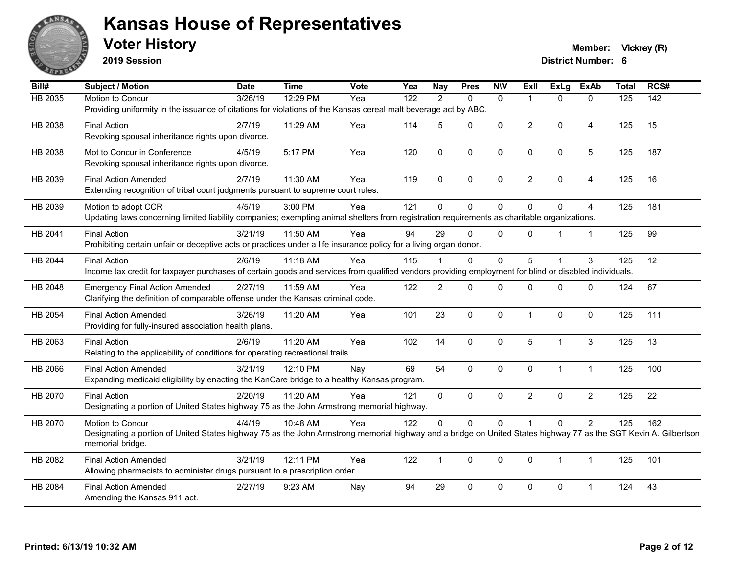# Kansas House of Representatives

## Voter History

**2019 Session**

**Member:** Vickrey (R)
**District Number:** 6

| Bill# | Subject / Motion | Date | Time | Vote | Yea | Nay | Pres | N\V | ExII | ExLg | ExAb | Total | RCS# |
|---|---|---|---|---|---|---|---|---|---|---|---|---|---|
| HB 2035 | Motion to Concur<br>Providing uniformity in the issuance of citations for violations of the Kansas cereal malt beverage act by ABC. | 3/26/19 | 12:29 PM | Yea | 122 | 2 | 0 | 0 | 1 | 0 | 0 | 125 | 142 |
| HB 2038 | Final Action<br>Revoking spousal inheritance rights upon divorce. | 2/7/19 | 11:29 AM | Yea | 114 | 5 | 0 | 0 | 2 | 0 | 4 | 125 | 15 |
| HB 2038 | Mot to Concur in Conference<br>Revoking spousal inheritance rights upon divorce. | 4/5/19 | 5:17 PM | Yea | 120 | 0 | 0 | 0 | 0 | 0 | 5 | 125 | 187 |
| HB 2039 | Final Action Amended<br>Extending recognition of tribal court judgments pursuant to supreme court rules. | 2/7/19 | 11:30 AM | Yea | 119 | 0 | 0 | 0 | 2 | 0 | 4 | 125 | 16 |
| HB 2039 | Motion to adopt CCR<br>Updating laws concerning limited liability companies; exempting animal shelters from registration requirements as charitable organizations. | 4/5/19 | 3:00 PM | Yea | 121 | 0 | 0 | 0 | 0 | 0 | 4 | 125 | 181 |
| HB 2041 | Final Action<br>Prohibiting certain unfair or deceptive acts or practices under a life insurance policy for a living organ donor. | 3/21/19 | 11:50 AM | Yea | 94 | 29 | 0 | 0 | 0 | 1 | 1 | 125 | 99 |
| HB 2044 | Final Action<br>Income tax credit for taxpayer purchases of certain goods and services from qualified vendors providing employment for blind or disabled individuals. | 2/6/19 | 11:18 AM | Yea | 115 | 1 | 0 | 0 | 5 | 1 | 3 | 125 | 12 |
| HB 2048 | Emergency Final Action Amended<br>Clarifying the definition of comparable offense under the Kansas criminal code. | 2/27/19 | 11:59 AM | Yea | 122 | 2 | 0 | 0 | 0 | 0 | 0 | 124 | 67 |
| HB 2054 | Final Action Amended<br>Providing for fully-insured association health plans. | 3/26/19 | 11:20 AM | Yea | 101 | 23 | 0 | 0 | 1 | 0 | 0 | 125 | 111 |
| HB 2063 | Final Action<br>Relating to the applicability of conditions for operating recreational trails. | 2/6/19 | 11:20 AM | Yea | 102 | 14 | 0 | 0 | 5 | 1 | 3 | 125 | 13 |
| HB 2066 | Final Action Amended<br>Expanding medicaid eligibility by enacting the KanCare bridge to a healthy Kansas program. | 3/21/19 | 12:10 PM | Nay | 69 | 54 | 0 | 0 | 0 | 1 | 1 | 125 | 100 |
| HB 2070 | Final Action<br>Designating a portion of United States highway 75 as the John Armstrong memorial highway. | 2/20/19 | 11:20 AM | Yea | 121 | 0 | 0 | 0 | 2 | 0 | 2 | 125 | 22 |
| HB 2070 | Motion to Concur<br>Designating a portion of United States highway 75 as the John Armstrong memorial highway and a bridge on United States highway 77 as the SGT Kevin A. Gilbertson memorial bridge. | 4/4/19 | 10:48 AM | Yea | 122 | 0 | 0 | 0 | 1 | 0 | 2 | 125 | 162 |
| HB 2082 | Final Action Amended<br>Allowing pharmacists to administer drugs pursuant to a prescription order. | 3/21/19 | 12:11 PM | Yea | 122 | 1 | 0 | 0 | 0 | 1 | 1 | 125 | 101 |
| HB 2084 | Final Action Amended<br>Amending the Kansas 911 act. | 2/27/19 | 9:23 AM | Nay | 94 | 29 | 0 | 0 | 0 | 0 | 1 | 124 | 43 |

Printed: 6/13/19 10:32 AM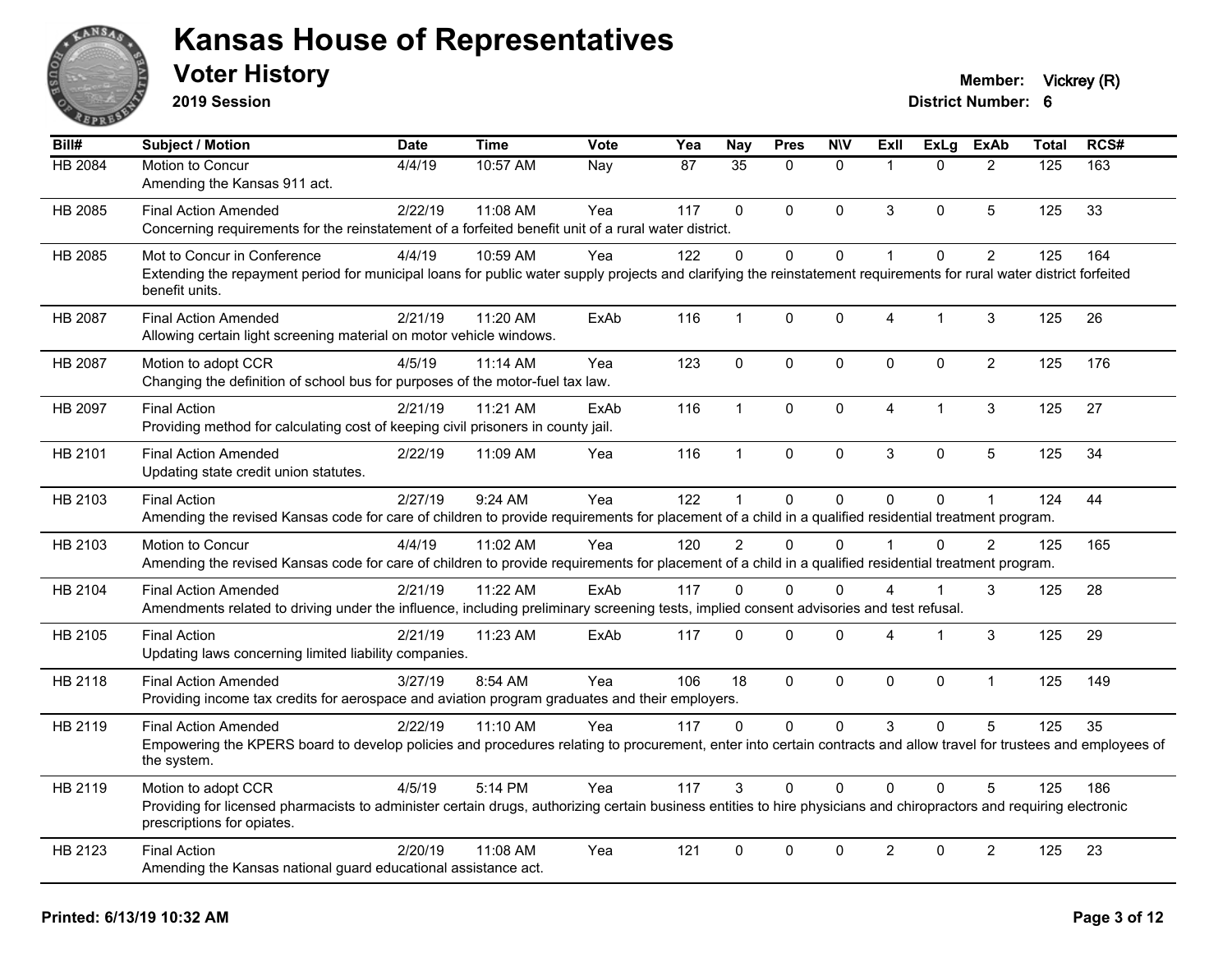# Kansas House of Representatives

## Voter History

**2019 Session**

**Member:** Vickrey (R)
**District Number:** 6

| Bill# | Subject / Motion | Date | Time | Vote | Yea | Nay | Pres | N\V | ExII | ExLg | ExAb | Total | RCS# |
|---|---|---|---|---|---|---|---|---|---|---|---|---|---|
| HB 2084 | Motion to Concur<br>Amending the Kansas 911 act. | 4/4/19 | 10:57 AM | Nay | 87 | 35 | 0 | 0 | 1 | 0 | 2 | 125 | 163 |
| HB 2085 | Final Action Amended<br>Concerning requirements for the reinstatement of a forfeited benefit unit of a rural water district. | 2/22/19 | 11:08 AM | Yea | 117 | 0 | 0 | 0 | 3 | 0 | 5 | 125 | 33 |
| HB 2085 | Mot to Concur in Conference<br>Extending the repayment period for municipal loans for public water supply projects and clarifying the reinstatement requirements for rural water district forfeited benefit units. | 4/4/19 | 10:59 AM | Yea | 122 | 0 | 0 | 0 | 1 | 0 | 2 | 125 | 164 |
| HB 2087 | Final Action Amended<br>Allowing certain light screening material on motor vehicle windows. | 2/21/19 | 11:20 AM | ExAb | 116 | 1 | 0 | 0 | 4 | 1 | 3 | 125 | 26 |
| HB 2087 | Motion to adopt CCR<br>Changing the definition of school bus for purposes of the motor-fuel tax law. | 4/5/19 | 11:14 AM | Yea | 123 | 0 | 0 | 0 | 0 | 0 | 2 | 125 | 176 |
| HB 2097 | Final Action<br>Providing method for calculating cost of keeping civil prisoners in county jail. | 2/21/19 | 11:21 AM | ExAb | 116 | 1 | 0 | 0 | 4 | 1 | 3 | 125 | 27 |
| HB 2101 | Final Action Amended<br>Updating state credit union statutes. | 2/22/19 | 11:09 AM | Yea | 116 | 1 | 0 | 0 | 3 | 0 | 5 | 125 | 34 |
| HB 2103 | Final Action<br>Amending the revised Kansas code for care of children to provide requirements for placement of a child in a qualified residential treatment program. | 2/27/19 | 9:24 AM | Yea | 122 | 1 | 0 | 0 | 0 | 0 | 1 | 124 | 44 |
| HB 2103 | Motion to Concur<br>Amending the revised Kansas code for care of children to provide requirements for placement of a child in a qualified residential treatment program. | 4/4/19 | 11:02 AM | Yea | 120 | 2 | 0 | 0 | 1 | 0 | 2 | 125 | 165 |
| HB 2104 | Final Action Amended<br>Amendments related to driving under the influence, including preliminary screening tests, implied consent advisories and test refusal. | 2/21/19 | 11:22 AM | ExAb | 117 | 0 | 0 | 0 | 4 | 1 | 3 | 125 | 28 |
| HB 2105 | Final Action<br>Updating laws concerning limited liability companies. | 2/21/19 | 11:23 AM | ExAb | 117 | 0 | 0 | 0 | 4 | 1 | 3 | 125 | 29 |
| HB 2118 | Final Action Amended<br>Providing income tax credits for aerospace and aviation program graduates and their employers. | 3/27/19 | 8:54 AM | Yea | 106 | 18 | 0 | 0 | 0 | 0 | 1 | 125 | 149 |
| HB 2119 | Final Action Amended<br>Empowering the KPERS board to develop policies and procedures relating to procurement, enter into certain contracts and allow travel for trustees and employees of the system. | 2/22/19 | 11:10 AM | Yea | 117 | 0 | 0 | 0 | 3 | 0 | 5 | 125 | 35 |
| HB 2119 | Motion to adopt CCR<br>Providing for licensed pharmacists to administer certain drugs, authorizing certain business entities to hire physicians and chiropractors and requiring electronic prescriptions for opiates. | 4/5/19 | 5:14 PM | Yea | 117 | 3 | 0 | 0 | 0 | 0 | 5 | 125 | 186 |
| HB 2123 | Final Action<br>Amending the Kansas national guard educational assistance act. | 2/20/19 | 11:08 AM | Yea | 121 | 0 | 0 | 0 | 2 | 0 | 2 | 125 | 23 |

Printed: 6/13/19 10:32 AM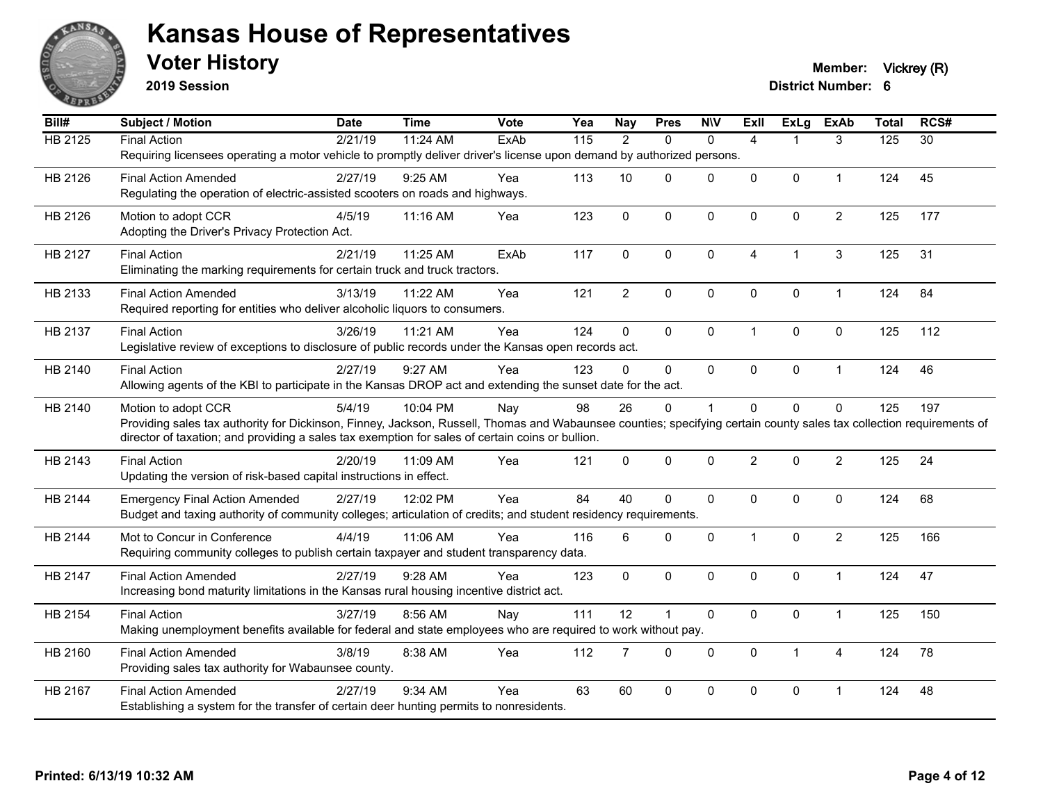# Kansas House of Representatives

## Voter History

**2019 Session**

**Member:** Vickrey (R)
**District Number:** 6

| Bill# | Subject / Motion | Date | Time | Vote | Yea | Nay | Pres | N\V | ExII | ExLg | ExAb | Total | RCS# |
|---|---|---|---|---|---|---|---|---|---|---|---|---|---|
| HB 2125 | Final Action | 2/21/19 | 11:24 AM | ExAb | 115 | 2 | 0 | 0 | 4 | 1 | 3 | 125 | 30 |
| | Requiring licensees operating a motor vehicle to promptly deliver driver's license upon demand by authorized persons. | | | | | | | | | | | | |
| HB 2126 | Final Action Amended | 2/27/19 | 9:25 AM | Yea | 113 | 10 | 0 | 0 | 0 | 0 | 1 | 124 | 45 |
| | Regulating the operation of electric-assisted scooters on roads and highways. | | | | | | | | | | | | |
| HB 2126 | Motion to adopt CCR | 4/5/19 | 11:16 AM | Yea | 123 | 0 | 0 | 0 | 0 | 0 | 2 | 125 | 177 |
| | Adopting the Driver's Privacy Protection Act. | | | | | | | | | | | | |
| HB 2127 | Final Action | 2/21/19 | 11:25 AM | ExAb | 117 | 0 | 0 | 0 | 4 | 1 | 3 | 125 | 31 |
| | Eliminating the marking requirements for certain truck and truck tractors. | | | | | | | | | | | | |
| HB 2133 | Final Action Amended | 3/13/19 | 11:22 AM | Yea | 121 | 2 | 0 | 0 | 0 | 0 | 1 | 124 | 84 |
| | Required reporting for entities who deliver alcoholic liquors to consumers. | | | | | | | | | | | | |
| HB 2137 | Final Action | 3/26/19 | 11:21 AM | Yea | 124 | 0 | 0 | 0 | 1 | 0 | 0 | 125 | 112 |
| | Legislative review of exceptions to disclosure of public records under the Kansas open records act. | | | | | | | | | | | | |
| HB 2140 | Final Action | 2/27/19 | 9:27 AM | Yea | 123 | 0 | 0 | 0 | 0 | 0 | 1 | 124 | 46 |
| | Allowing agents of the KBI to participate in the Kansas DROP act and extending the sunset date for the act. | | | | | | | | | | | | |
| HB 2140 | Motion to adopt CCR | 5/4/19 | 10:04 PM | Nay | 98 | 26 | 0 | 1 | 0 | 0 | 0 | 125 | 197 |
| | Providing sales tax authority for Dickinson, Finney, Jackson, Russell, Thomas and Wabaunsee counties; specifying certain county sales tax collection requirements of director of taxation; and providing a sales tax exemption for sales of certain coins or bullion. | | | | | | | | | | | | |
| HB 2143 | Final Action | 2/20/19 | 11:09 AM | Yea | 121 | 0 | 0 | 0 | 2 | 0 | 2 | 125 | 24 |
| | Updating the version of risk-based capital instructions in effect. | | | | | | | | | | | | |
| HB 2144 | Emergency Final Action Amended | 2/27/19 | 12:02 PM | Yea | 84 | 40 | 0 | 0 | 0 | 0 | 0 | 124 | 68 |
| | Budget and taxing authority of community colleges; articulation of credits; and student residency requirements. | | | | | | | | | | | | |
| HB 2144 | Mot to Concur in Conference | 4/4/19 | 11:06 AM | Yea | 116 | 6 | 0 | 0 | 1 | 0 | 2 | 125 | 166 |
| | Requiring community colleges to publish certain taxpayer and student transparency data. | | | | | | | | | | | | |
| HB 2147 | Final Action Amended | 2/27/19 | 9:28 AM | Yea | 123 | 0 | 0 | 0 | 0 | 0 | 1 | 124 | 47 |
| | Increasing bond maturity limitations in the Kansas rural housing incentive district act. | | | | | | | | | | | | |
| HB 2154 | Final Action | 3/27/19 | 8:56 AM | Nay | 111 | 12 | 1 | 0 | 0 | 0 | 1 | 125 | 150 |
| | Making unemployment benefits available for federal and state employees who are required to work without pay. | | | | | | | | | | | | |
| HB 2160 | Final Action Amended | 3/8/19 | 8:38 AM | Yea | 112 | 7 | 0 | 0 | 0 | 1 | 4 | 124 | 78 |
| | Providing sales tax authority for Wabaunsee county. | | | | | | | | | | | | |
| HB 2167 | Final Action Amended | 2/27/19 | 9:34 AM | Yea | 63 | 60 | 0 | 0 | 0 | 0 | 1 | 124 | 48 |
| | Establishing a system for the transfer of certain deer hunting permits to nonresidents. | | | | | | | | | | | | |

**Printed: 6/13/19 10:32 AM**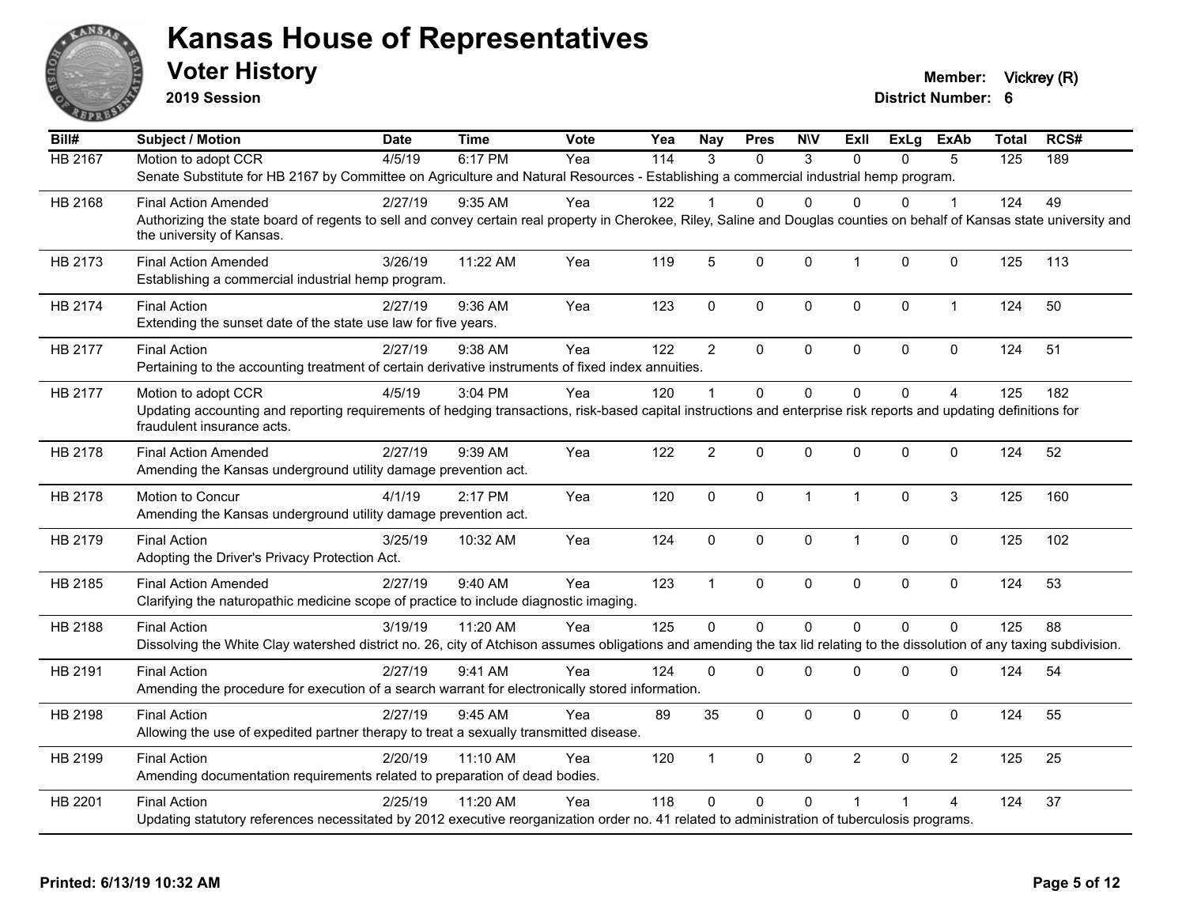# Kansas House of Representatives

## Voter History

**2019 Session**

**Member:** Vickrey (R)

**District Number:** 6

| Bill# | Subject / Motion | Date | Time | Vote | Yea | Nay | Pres | N\V | ExII | ExLg | ExAb | Total | RCS# |
|---|---|---|---|---|---|---|---|---|---|---|---|---|---|
| HB 2167 | Motion to adopt CCR | 4/5/19 | 6:17 PM | Yea | 114 | 3 | 0 | 3 | 0 | 0 | 5 | 125 | 189 |
| | Senate Substitute for HB 2167 by Committee on Agriculture and Natural Resources - Establishing a commercial industrial hemp program. | | | | | | | | | | | | |
| HB 2168 | Final Action Amended | 2/27/19 | 9:35 AM | Yea | 122 | 1 | 0 | 0 | 0 | 0 | 1 | 124 | 49 |
| | Authorizing the state board of regents to sell and convey certain real property in Cherokee, Riley, Saline and Douglas counties on behalf of Kansas state university and the university of Kansas. | | | | | | | | | | | | |
| HB 2173 | Final Action Amended | 3/26/19 | 11:22 AM | Yea | 119 | 5 | 0 | 0 | 1 | 0 | 0 | 125 | 113 |
| | Establishing a commercial industrial hemp program. | | | | | | | | | | | | |
| HB 2174 | Final Action | 2/27/19 | 9:36 AM | Yea | 123 | 0 | 0 | 0 | 0 | 0 | 1 | 124 | 50 |
| | Extending the sunset date of the state use law for five years. | | | | | | | | | | | | |
| HB 2177 | Final Action | 2/27/19 | 9:38 AM | Yea | 122 | 2 | 0 | 0 | 0 | 0 | 0 | 124 | 51 |
| | Pertaining to the accounting treatment of certain derivative instruments of fixed index annuities. | | | | | | | | | | | | |
| HB 2177 | Motion to adopt CCR | 4/5/19 | 3:04 PM | Yea | 120 | 1 | 0 | 0 | 0 | 0 | 4 | 125 | 182 |
| | Updating accounting and reporting requirements of hedging transactions, risk-based capital instructions and enterprise risk reports and updating definitions for fraudulent insurance acts. | | | | | | | | | | | | |
| HB 2178 | Final Action Amended | 2/27/19 | 9:39 AM | Yea | 122 | 2 | 0 | 0 | 0 | 0 | 0 | 124 | 52 |
| | Amending the Kansas underground utility damage prevention act. | | | | | | | | | | | | |
| HB 2178 | Motion to Concur | 4/1/19 | 2:17 PM | Yea | 120 | 0 | 0 | 1 | 1 | 0 | 3 | 125 | 160 |
| | Amending the Kansas underground utility damage prevention act. | | | | | | | | | | | | |
| HB 2179 | Final Action | 3/25/19 | 10:32 AM | Yea | 124 | 0 | 0 | 0 | 1 | 0 | 0 | 125 | 102 |
| | Adopting the Driver's Privacy Protection Act. | | | | | | | | | | | | |
| HB 2185 | Final Action Amended | 2/27/19 | 9:40 AM | Yea | 123 | 1 | 0 | 0 | 0 | 0 | 0 | 124 | 53 |
| | Clarifying the naturopathic medicine scope of practice to include diagnostic imaging. | | | | | | | | | | | | |
| HB 2188 | Final Action | 3/19/19 | 11:20 AM | Yea | 125 | 0 | 0 | 0 | 0 | 0 | 0 | 125 | 88 |
| | Dissolving the White Clay watershed district no. 26, city of Atchison assumes obligations and amending the tax lid relating to the dissolution of any taxing subdivision. | | | | | | | | | | | | |
| HB 2191 | Final Action | 2/27/19 | 9:41 AM | Yea | 124 | 0 | 0 | 0 | 0 | 0 | 0 | 124 | 54 |
| | Amending the procedure for execution of a search warrant for electronically stored information. | | | | | | | | | | | | |
| HB 2198 | Final Action | 2/27/19 | 9:45 AM | Yea | 89 | 35 | 0 | 0 | 0 | 0 | 0 | 124 | 55 |
| | Allowing the use of expedited partner therapy to treat a sexually transmitted disease. | | | | | | | | | | | | |
| HB 2199 | Final Action | 2/20/19 | 11:10 AM | Yea | 120 | 1 | 0 | 0 | 2 | 0 | 2 | 125 | 25 |
| | Amending documentation requirements related to preparation of dead bodies. | | | | | | | | | | | | |
| HB 2201 | Final Action | 2/25/19 | 11:20 AM | Yea | 118 | 0 | 0 | 0 | 1 | 1 | 4 | 124 | 37 |
| | Updating statutory references necessitated by 2012 executive reorganization order no. 41 related to administration of tuberculosis programs. | | | | | | | | | | | | |

Printed: 6/13/19 10:32 AM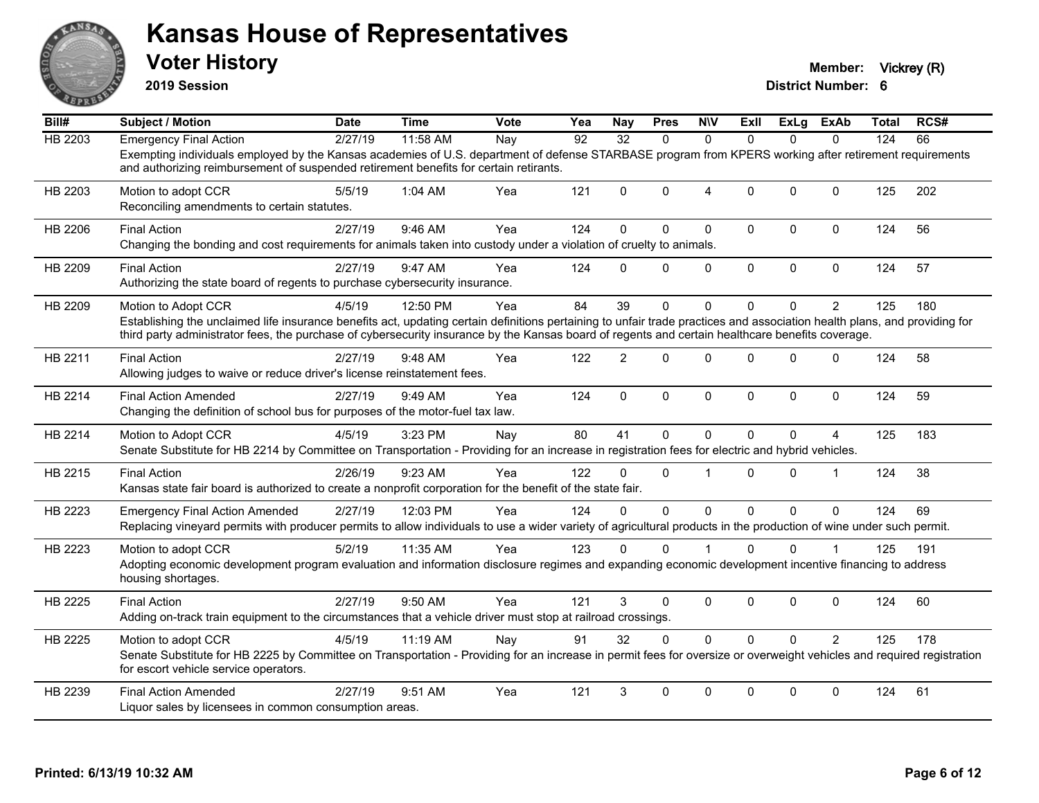# Kansas House of Representatives

## Voter History

**2019 Session**

**Member:** Vickrey (R)
**District Number:** 6

| Bill# | Subject / Motion | Date | Time | Vote | Yea | Nay | Pres | N\V | ExII | ExLg | ExAb | Total | RCS# |
|---|---|---|---|---|---|---|---|---|---|---|---|---|---|
| HB 2203 | Emergency Final Action | 2/27/19 | 11:58 AM | Nay | 92 | 32 | 0 | 0 | 0 | 0 | 0 | 124 | 66 |
| | Exempting individuals employed by the Kansas academies of U.S. department of defense STARBASE program from KPERS working after retirement requirements and authorizing reimbursement of suspended retirement benefits for certain retirants. | | | | | | | | | | | | |
| HB 2203 | Motion to adopt CCR | 5/5/19 | 1:04 AM | Yea | 121 | 0 | 0 | 4 | 0 | 0 | 0 | 125 | 202 |
| | Reconciling amendments to certain statutes. | | | | | | | | | | | | |
| HB 2206 | Final Action | 2/27/19 | 9:46 AM | Yea | 124 | 0 | 0 | 0 | 0 | 0 | 0 | 124 | 56 |
| | Changing the bonding and cost requirements for animals taken into custody under a violation of cruelty to animals. | | | | | | | | | | | | |
| HB 2209 | Final Action | 2/27/19 | 9:47 AM | Yea | 124 | 0 | 0 | 0 | 0 | 0 | 0 | 124 | 57 |
| | Authorizing the state board of regents to purchase cybersecurity insurance. | | | | | | | | | | | | |
| HB 2209 | Motion to Adopt CCR | 4/5/19 | 12:50 PM | Yea | 84 | 39 | 0 | 0 | 0 | 0 | 2 | 125 | 180 |
| | Establishing the unclaimed life insurance benefits act, updating certain definitions pertaining to unfair trade practices and association health plans, and providing for third party administrator fees, the purchase of cybersecurity insurance by the Kansas board of regents and certain healthcare benefits coverage. | | | | | | | | | | | | |
| HB 2211 | Final Action | 2/27/19 | 9:48 AM | Yea | 122 | 2 | 0 | 0 | 0 | 0 | 0 | 124 | 58 |
| | Allowing judges to waive or reduce driver's license reinstatement fees. | | | | | | | | | | | | |
| HB 2214 | Final Action Amended | 2/27/19 | 9:49 AM | Yea | 124 | 0 | 0 | 0 | 0 | 0 | 0 | 124 | 59 |
| | Changing the definition of school bus for purposes of the motor-fuel tax law. | | | | | | | | | | | | |
| HB 2214 | Motion to Adopt CCR | 4/5/19 | 3:23 PM | Nay | 80 | 41 | 0 | 0 | 0 | 0 | 4 | 125 | 183 |
| | Senate Substitute for HB 2214 by Committee on Transportation - Providing for an increase in registration fees for electric and hybrid vehicles. | | | | | | | | | | | | |
| HB 2215 | Final Action | 2/26/19 | 9:23 AM | Yea | 122 | 0 | 0 | 1 | 0 | 0 | 1 | 124 | 38 |
| | Kansas state fair board is authorized to create a nonprofit corporation for the benefit of the state fair. | | | | | | | | | | | | |
| HB 2223 | Emergency Final Action Amended | 2/27/19 | 12:03 PM | Yea | 124 | 0 | 0 | 0 | 0 | 0 | 0 | 124 | 69 |
| | Replacing vineyard permits with producer permits to allow individuals to use a wider variety of agricultural products in the production of wine under such permit. | | | | | | | | | | | | |
| HB 2223 | Motion to adopt CCR | 5/2/19 | 11:35 AM | Yea | 123 | 0 | 0 | 1 | 0 | 0 | 1 | 125 | 191 |
| | Adopting economic development program evaluation and information disclosure regimes and expanding economic development incentive financing to address housing shortages. | | | | | | | | | | | | |
| HB 2225 | Final Action | 2/27/19 | 9:50 AM | Yea | 121 | 3 | 0 | 0 | 0 | 0 | 0 | 124 | 60 |
| | Adding on-track train equipment to the circumstances that a vehicle driver must stop at railroad crossings. | | | | | | | | | | | | |
| HB 2225 | Motion to adopt CCR | 4/5/19 | 11:19 AM | Nay | 91 | 32 | 0 | 0 | 0 | 0 | 2 | 125 | 178 |
| | Senate Substitute for HB 2225 by Committee on Transportation - Providing for an increase in permit fees for oversize or overweight vehicles and required registration for escort vehicle service operators. | | | | | | | | | | | | |
| HB 2239 | Final Action Amended | 2/27/19 | 9:51 AM | Yea | 121 | 3 | 0 | 0 | 0 | 0 | 0 | 124 | 61 |
| | Liquor sales by licensees in common consumption areas. | | | | | | | | | | | | |

**Printed: 6/13/19 10:32 AM**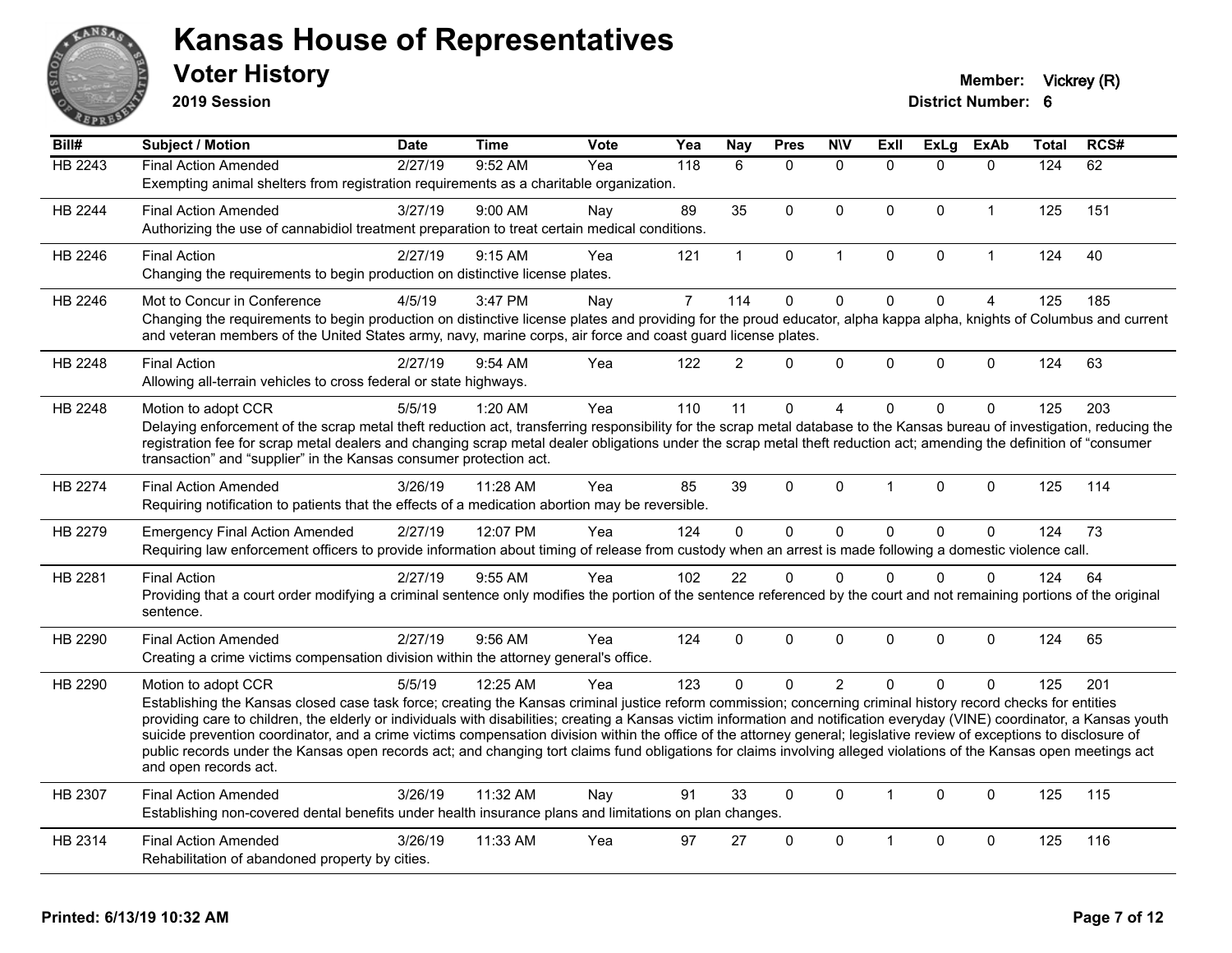# Kansas House of Representatives

## Voter History

**2019 Session**

**Member:** Vickrey (R)

**District Number:** 6

| Bill# | Subject / Motion | Date | Time | Vote | Yea | Nay | Pres | N\V | ExII | ExLg | ExAb | Total | RCS# |
|---|---|---|---|---|---|---|---|---|---|---|---|---|---|
| HB 2243 | Final Action Amended | 2/27/19 | 9:52 AM | Yea | 118 | 6 | 0 | 0 | 0 | 0 | 0 | 124 | 62 |
| | Exempting animal shelters from registration requirements as a charitable organization. | | | | | | | | | | | | |
| HB 2244 | Final Action Amended | 3/27/19 | 9:00 AM | Nay | 89 | 35 | 0 | 0 | 0 | 0 | 1 | 125 | 151 |
| | Authorizing the use of cannabidiol treatment preparation to treat certain medical conditions. | | | | | | | | | | | | |
| HB 2246 | Final Action | 2/27/19 | 9:15 AM | Yea | 121 | 1 | 0 | 1 | 0 | 0 | 1 | 124 | 40 |
| | Changing the requirements to begin production on distinctive license plates. | | | | | | | | | | | | |
| HB 2246 | Mot to Concur in Conference | 4/5/19 | 3:47 PM | Nay | 7 | 114 | 0 | 0 | 0 | 0 | 4 | 125 | 185 |
| | Changing the requirements to begin production on distinctive license plates and providing for the proud educator, alpha kappa alpha, knights of Columbus and current and veteran members of the United States army, navy, marine corps, air force and coast guard license plates. | | | | | | | | | | | | |
| HB 2248 | Final Action | 2/27/19 | 9:54 AM | Yea | 122 | 2 | 0 | 0 | 0 | 0 | 0 | 124 | 63 |
| | Allowing all-terrain vehicles to cross federal or state highways. | | | | | | | | | | | | |
| HB 2248 | Motion to adopt CCR | 5/5/19 | 1:20 AM | Yea | 110 | 11 | 0 | 4 | 0 | 0 | 0 | 125 | 203 |
| | Delaying enforcement of the scrap metal theft reduction act, transferring responsibility for the scrap metal database to the Kansas bureau of investigation, reducing the registration fee for scrap metal dealers and changing scrap metal dealer obligations under the scrap metal theft reduction act; amending the definition of "consumer transaction" and "supplier" in the Kansas consumer protection act. | | | | | | | | | | | | |
| HB 2274 | Final Action Amended | 3/26/19 | 11:28 AM | Yea | 85 | 39 | 0 | 0 | 1 | 0 | 0 | 125 | 114 |
| | Requiring notification to patients that the effects of a medication abortion may be reversible. | | | | | | | | | | | | |
| HB 2279 | Emergency Final Action Amended | 2/27/19 | 12:07 PM | Yea | 124 | 0 | 0 | 0 | 0 | 0 | 0 | 124 | 73 |
| | Requiring law enforcement officers to provide information about timing of release from custody when an arrest is made following a domestic violence call. | | | | | | | | | | | | |
| HB 2281 | Final Action | 2/27/19 | 9:55 AM | Yea | 102 | 22 | 0 | 0 | 0 | 0 | 0 | 124 | 64 |
| | Providing that a court order modifying a criminal sentence only modifies the portion of the sentence referenced by the court and not remaining portions of the original sentence. | | | | | | | | | | | | |
| HB 2290 | Final Action Amended | 2/27/19 | 9:56 AM | Yea | 124 | 0 | 0 | 0 | 0 | 0 | 0 | 124 | 65 |
| | Creating a crime victims compensation division within the attorney general's office. | | | | | | | | | | | | |
| HB 2290 | Motion to adopt CCR | 5/5/19 | 12:25 AM | Yea | 123 | 0 | 0 | 2 | 0 | 0 | 0 | 125 | 201 |
| | Establishing the Kansas closed case task force; creating the Kansas criminal justice reform commission; concerning criminal history record checks for entities providing care to children, the elderly or individuals with disabilities; creating a Kansas victim information and notification everyday (VINE) coordinator, a Kansas youth suicide prevention coordinator, and a crime victims compensation division within the office of the attorney general; legislative review of exceptions to disclosure of public records under the Kansas open records act; and changing tort claims fund obligations for claims involving alleged violations of the Kansas open meetings act and open records act. | | | | | | | | | | | | |
| HB 2307 | Final Action Amended | 3/26/19 | 11:32 AM | Nay | 91 | 33 | 0 | 0 | 1 | 0 | 0 | 125 | 115 |
| | Establishing non-covered dental benefits under health insurance plans and limitations on plan changes. | | | | | | | | | | | | |
| HB 2314 | Final Action Amended | 3/26/19 | 11:33 AM | Yea | 97 | 27 | 0 | 0 | 1 | 0 | 0 | 125 | 116 |
| | Rehabilitation of abandoned property by cities. | | | | | | | | | | | | |

**Printed: 6/13/19 10:32 AM**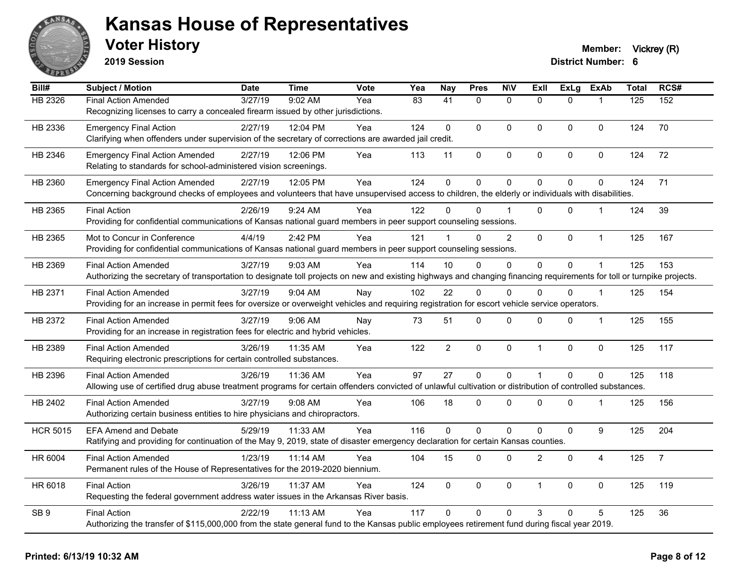# Kansas House of Representatives

## Voter History

**2019 Session**

**Member:** Vickrey (R)

**District Number:** 6

| Bill# | Subject / Motion | Date | Time | Vote | Yea | Nay | Pres | N\V | ExII | ExLg | ExAb | Total | RCS# |
|---|---|---|---|---|---|---|---|---|---|---|---|---|---|
| HB 2326 | Final Action Amended | 3/27/19 | 9:02 AM | Yea | 83 | 41 | 0 | 0 | 0 | 0 | 1 | 125 | 152 |
| | Recognizing licenses to carry a concealed firearm issued by other jurisdictions. | | | | | | | | | | | | |
| HB 2336 | Emergency Final Action | 2/27/19 | 12:04 PM | Yea | 124 | 0 | 0 | 0 | 0 | 0 | 0 | 124 | 70 |
| | Clarifying when offenders under supervision of the secretary of corrections are awarded jail credit. | | | | | | | | | | | | |
| HB 2346 | Emergency Final Action Amended | 2/27/19 | 12:06 PM | Yea | 113 | 11 | 0 | 0 | 0 | 0 | 0 | 124 | 72 |
| | Relating to standards for school-administered vision screenings. | | | | | | | | | | | | |
| HB 2360 | Emergency Final Action Amended | 2/27/19 | 12:05 PM | Yea | 124 | 0 | 0 | 0 | 0 | 0 | 0 | 124 | 71 |
| | Concerning background checks of employees and volunteers that have unsupervised access to children, the elderly or individuals with disabilities. | | | | | | | | | | | | |
| HB 2365 | Final Action | 2/26/19 | 9:24 AM | Yea | 122 | 0 | 0 | 1 | 0 | 0 | 1 | 124 | 39 |
| | Providing for confidential communications of Kansas national guard members in peer support counseling sessions. | | | | | | | | | | | | |
| HB 2365 | Mot to Concur in Conference | 4/4/19 | 2:42 PM | Yea | 121 | 1 | 0 | 2 | 0 | 0 | 1 | 125 | 167 |
| | Providing for confidential communications of Kansas national guard members in peer support counseling sessions. | | | | | | | | | | | | |
| HB 2369 | Final Action Amended | 3/27/19 | 9:03 AM | Yea | 114 | 10 | 0 | 0 | 0 | 0 | 1 | 125 | 153 |
| | Authorizing the secretary of transportation to designate toll projects on new and existing highways and changing financing requirements for toll or turnpike projects. | | | | | | | | | | | | |
| HB 2371 | Final Action Amended | 3/27/19 | 9:04 AM | Nay | 102 | 22 | 0 | 0 | 0 | 0 | 1 | 125 | 154 |
| | Providing for an increase in permit fees for oversize or overweight vehicles and requiring registration for escort vehicle service operators. | | | | | | | | | | | | |
| HB 2372 | Final Action Amended | 3/27/19 | 9:06 AM | Nay | 73 | 51 | 0 | 0 | 0 | 0 | 1 | 125 | 155 |
| | Providing for an increase in registration fees for electric and hybrid vehicles. | | | | | | | | | | | | |
| HB 2389 | Final Action Amended | 3/26/19 | 11:35 AM | Yea | 122 | 2 | 0 | 0 | 1 | 0 | 0 | 125 | 117 |
| | Requiring electronic prescriptions for certain controlled substances. | | | | | | | | | | | | |
| HB 2396 | Final Action Amended | 3/26/19 | 11:36 AM | Yea | 97 | 27 | 0 | 0 | 1 | 0 | 0 | 125 | 118 |
| | Allowing use of certified drug abuse treatment programs for certain offenders convicted of unlawful cultivation or distribution of controlled substances. | | | | | | | | | | | | |
| HB 2402 | Final Action Amended | 3/27/19 | 9:08 AM | Yea | 106 | 18 | 0 | 0 | 0 | 0 | 1 | 125 | 156 |
| | Authorizing certain business entities to hire physicians and chiropractors. | | | | | | | | | | | | |
| HCR 5015 | EFA Amend and Debate | 5/29/19 | 11:33 AM | Yea | 116 | 0 | 0 | 0 | 0 | 0 | 9 | 125 | 204 |
| | Ratifying and providing for continuation of the May 9, 2019, state of disaster emergency declaration for certain Kansas counties. | | | | | | | | | | | | |
| HR 6004 | Final Action Amended | 1/23/19 | 11:14 AM | Yea | 104 | 15 | 0 | 0 | 2 | 0 | 4 | 125 | 7 |
| | Permanent rules of the House of Representatives for the 2019-2020 biennium. | | | | | | | | | | | | |
| HR 6018 | Final Action | 3/26/19 | 11:37 AM | Yea | 124 | 0 | 0 | 0 | 1 | 0 | 0 | 125 | 119 |
| | Requesting the federal government address water issues in the Arkansas River basis. | | | | | | | | | | | | |
| SB 9 | Final Action | 2/22/19 | 11:13 AM | Yea | 117 | 0 | 0 | 0 | 3 | 0 | 5 | 125 | 36 |
| | Authorizing the transfer of $115,000,000 from the state general fund to the Kansas public employees retirement fund during fiscal year 2019. | | | | | | | | | | | | |

**Printed: 6/13/19 10:32 AM**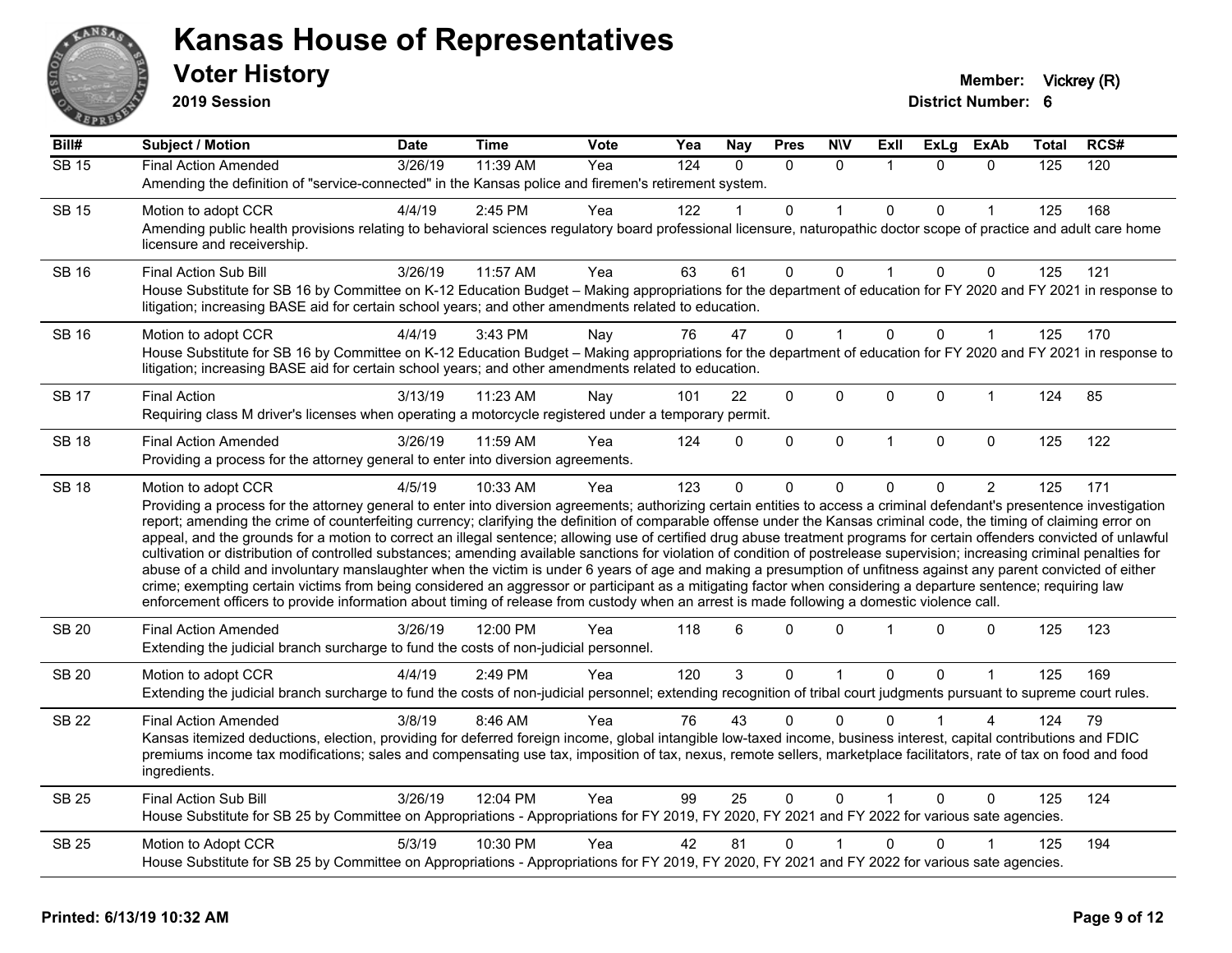# Kansas House of Representatives

## Voter History

**2019 Session**

**Member:** Vickrey (R)
**District Number:** 6

| Bill# | Subject / Motion | Date | Time | Vote | Yea | Nay | Pres | N\V | ExIl | ExLg | ExAb | Total | RCS# |
|---|---|---|---|---|---|---|---|---|---|---|---|---|---|
| SB 15 | Final Action Amended | 3/26/19 | 11:39 AM | Yea | 124 | 0 | 0 | 0 | 1 | 0 | 0 | 125 | 120 |
| | Amending the definition of "service-connected" in the Kansas police and firemen's retirement system. | | | | | | | | | | | | |
| SB 15 | Motion to adopt CCR | 4/4/19 | 2:45 PM | Yea | 122 | 1 | 0 | 1 | 0 | 0 | 1 | 125 | 168 |
| | Amending public health provisions relating to behavioral sciences regulatory board professional licensure, naturopathic doctor scope of practice and adult care home licensure and receivership. | | | | | | | | | | | | |
| SB 16 | Final Action Sub Bill | 3/26/19 | 11:57 AM | Yea | 63 | 61 | 0 | 0 | 1 | 0 | 0 | 125 | 121 |
| | House Substitute for SB 16 by Committee on K-12 Education Budget – Making appropriations for the department of education for FY 2020 and FY 2021 in response to litigation; increasing BASE aid for certain school years; and other amendments related to education. | | | | | | | | | | | | |
| SB 16 | Motion to adopt CCR | 4/4/19 | 3:43 PM | Nay | 76 | 47 | 0 | 1 | 0 | 0 | 1 | 125 | 170 |
| | House Substitute for SB 16 by Committee on K-12 Education Budget – Making appropriations for the department of education for FY 2020 and FY 2021 in response to litigation; increasing BASE aid for certain school years; and other amendments related to education. | | | | | | | | | | | | |
| SB 17 | Final Action | 3/13/19 | 11:23 AM | Nay | 101 | 22 | 0 | 0 | 0 | 0 | 1 | 124 | 85 |
| | Requiring class M driver's licenses when operating a motorcycle registered under a temporary permit. | | | | | | | | | | | | |
| SB 18 | Final Action Amended | 3/26/19 | 11:59 AM | Yea | 124 | 0 | 0 | 0 | 1 | 0 | 0 | 125 | 122 |
| | Providing a process for the attorney general to enter into diversion agreements. | | | | | | | | | | | | |
| SB 18 | Motion to adopt CCR | 4/5/19 | 10:33 AM | Yea | 123 | 0 | 0 | 0 | 0 | 0 | 2 | 125 | 171 |
| | Providing a process for the attorney general to enter into diversion agreements; authorizing certain entities to access a criminal defendant's presentence investigation report; amending the crime of counterfeiting currency; clarifying the definition of comparable offense under the Kansas criminal code, the timing of claiming error on appeal, and the grounds for a motion to correct an illegal sentence; allowing use of certified drug abuse treatment programs for certain offenders convicted of unlawful cultivation or distribution of controlled substances; amending available sanctions for violation of condition of postrelease supervision; increasing criminal penalties for abuse of a child and involuntary manslaughter when the victim is under 6 years of age and making a presumption of unfitness against any parent convicted of either crime; exempting certain victims from being considered an aggressor or participant as a mitigating factor when considering a departure sentence; requiring law enforcement officers to provide information about timing of release from custody when an arrest is made following a domestic violence call. | | | | | | | | | | | | |
| SB 20 | Final Action Amended | 3/26/19 | 12:00 PM | Yea | 118 | 6 | 0 | 0 | 1 | 0 | 0 | 125 | 123 |
| | Extending the judicial branch surcharge to fund the costs of non-judicial personnel. | | | | | | | | | | | | |
| SB 20 | Motion to adopt CCR | 4/4/19 | 2:49 PM | Yea | 120 | 3 | 0 | 1 | 0 | 0 | 1 | 125 | 169 |
| | Extending the judicial branch surcharge to fund the costs of non-judicial personnel; extending recognition of tribal court judgments pursuant to supreme court rules. | | | | | | | | | | | | |
| SB 22 | Final Action Amended | 3/8/19 | 8:46 AM | Yea | 76 | 43 | 0 | 0 | 0 | 1 | 4 | 124 | 79 |
| | Kansas itemized deductions, election, providing for deferred foreign income, global intangible low-taxed income, business interest, capital contributions and FDIC premiums income tax modifications; sales and compensating use tax, imposition of tax, nexus, remote sellers, marketplace facilitators, rate of tax on food and food ingredients. | | | | | | | | | | | | |
| SB 25 | Final Action Sub Bill | 3/26/19 | 12:04 PM | Yea | 99 | 25 | 0 | 0 | 1 | 0 | 0 | 125 | 124 |
| | House Substitute for SB 25 by Committee on Appropriations - Appropriations for FY 2019, FY 2020, FY 2021 and FY 2022 for various sate agencies. | | | | | | | | | | | | |
| SB 25 | Motion to Adopt CCR | 5/3/19 | 10:30 PM | Yea | 42 | 81 | 0 | 1 | 0 | 0 | 1 | 125 | 194 |
| | House Substitute for SB 25 by Committee on Appropriations - Appropriations for FY 2019, FY 2020, FY 2021 and FY 2022 for various sate agencies. | | | | | | | | | | | | |

Printed: 6/13/19 10:32 AM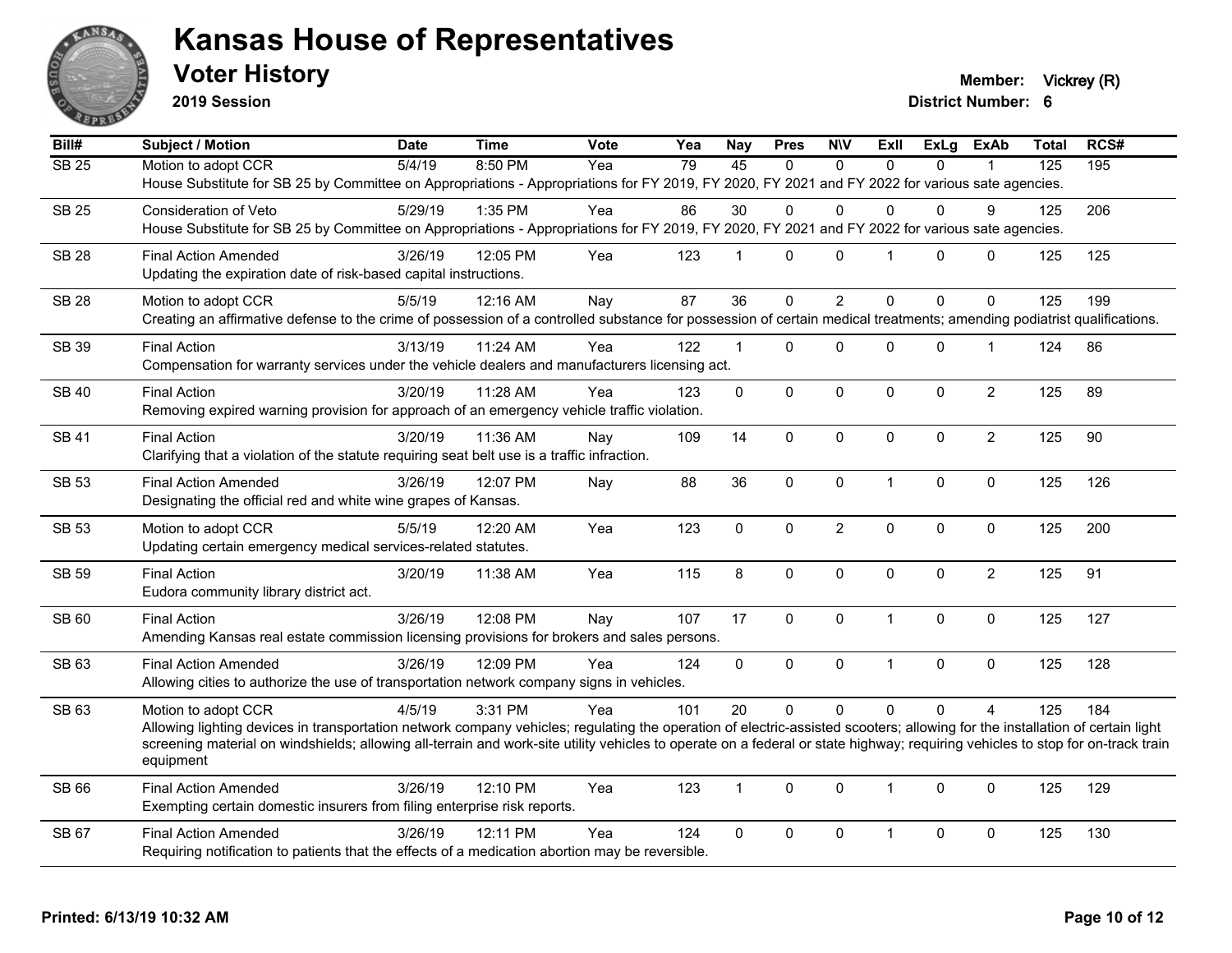# Kansas House of Representatives

## Voter History

**2019 Session**

**Member:** Vickrey (R)
**District Number:** 6

| Bill# | Subject / Motion | Date | Time | Vote | Yea | Nay | Pres | N\V | ExIl | ExLg | ExAb | Total | RCS# |
|---|---|---|---|---|---|---|---|---|---|---|---|---|---|
| SB 25 | Motion to adopt CCR | 5/4/19 | 8:50 PM | Yea | 79 | 45 | 0 | 0 | 0 | 0 | 1 | 125 | 195 |
| | House Substitute for SB 25 by Committee on Appropriations - Appropriations for FY 2019, FY 2020, FY 2021 and FY 2022 for various sate agencies. | | | | | | | | | | | | |
| SB 25 | Consideration of Veto | 5/29/19 | 1:35 PM | Yea | 86 | 30 | 0 | 0 | 0 | 0 | 9 | 125 | 206 |
| | House Substitute for SB 25 by Committee on Appropriations - Appropriations for FY 2019, FY 2020, FY 2021 and FY 2022 for various sate agencies. | | | | | | | | | | | | |
| SB 28 | Final Action Amended | 3/26/19 | 12:05 PM | Yea | 123 | 1 | 0 | 0 | 1 | 0 | 0 | 125 | 125 |
| | Updating the expiration date of risk-based capital instructions. | | | | | | | | | | | | |
| SB 28 | Motion to adopt CCR | 5/5/19 | 12:16 AM | Nay | 87 | 36 | 0 | 2 | 0 | 0 | 0 | 125 | 199 |
| | Creating an affirmative defense to the crime of possession of a controlled substance for possession of certain medical treatments; amending podiatrist qualifications. | | | | | | | | | | | | |
| SB 39 | Final Action | 3/13/19 | 11:24 AM | Yea | 122 | 1 | 0 | 0 | 0 | 0 | 1 | 124 | 86 |
| | Compensation for warranty services under the vehicle dealers and manufacturers licensing act. | | | | | | | | | | | | |
| SB 40 | Final Action | 3/20/19 | 11:28 AM | Yea | 123 | 0 | 0 | 0 | 0 | 0 | 2 | 125 | 89 |
| | Removing expired warning provision for approach of an emergency vehicle traffic violation. | | | | | | | | | | | | |
| SB 41 | Final Action | 3/20/19 | 11:36 AM | Nay | 109 | 14 | 0 | 0 | 0 | 0 | 2 | 125 | 90 |
| | Clarifying that a violation of the statute requiring seat belt use is a traffic infraction. | | | | | | | | | | | | |
| SB 53 | Final Action Amended | 3/26/19 | 12:07 PM | Nay | 88 | 36 | 0 | 0 | 1 | 0 | 0 | 125 | 126 |
| | Designating the official red and white wine grapes of Kansas. | | | | | | | | | | | | |
| SB 53 | Motion to adopt CCR | 5/5/19 | 12:20 AM | Yea | 123 | 0 | 0 | 2 | 0 | 0 | 0 | 125 | 200 |
| | Updating certain emergency medical services-related statutes. | | | | | | | | | | | | |
| SB 59 | Final Action | 3/20/19 | 11:38 AM | Yea | 115 | 8 | 0 | 0 | 0 | 0 | 2 | 125 | 91 |
| | Eudora community library district act. | | | | | | | | | | | | |
| SB 60 | Final Action | 3/26/19 | 12:08 PM | Nay | 107 | 17 | 0 | 0 | 1 | 0 | 0 | 125 | 127 |
| | Amending Kansas real estate commission licensing provisions for brokers and sales persons. | | | | | | | | | | | | |
| SB 63 | Final Action Amended | 3/26/19 | 12:09 PM | Yea | 124 | 0 | 0 | 0 | 1 | 0 | 0 | 125 | 128 |
| | Allowing cities to authorize the use of transportation network company signs in vehicles. | | | | | | | | | | | | |
| SB 63 | Motion to adopt CCR | 4/5/19 | 3:31 PM | Yea | 101 | 20 | 0 | 0 | 0 | 0 | 4 | 125 | 184 |
| | Allowing lighting devices in transportation network company vehicles; regulating the operation of electric-assisted scooters; allowing for the installation of certain light screening material on windshields; allowing all-terrain and work-site utility vehicles to operate on a federal or state highway; requiring vehicles to stop for on-track train equipment | | | | | | | | | | | | |
| SB 66 | Final Action Amended | 3/26/19 | 12:10 PM | Yea | 123 | 1 | 0 | 0 | 1 | 0 | 0 | 125 | 129 |
| | Exempting certain domestic insurers from filing enterprise risk reports. | | | | | | | | | | | | |
| SB 67 | Final Action Amended | 3/26/19 | 12:11 PM | Yea | 124 | 0 | 0 | 0 | 1 | 0 | 0 | 125 | 130 |
| | Requiring notification to patients that the effects of a medication abortion may be reversible. | | | | | | | | | | | | |

**Printed: 6/13/19 10:32 AM**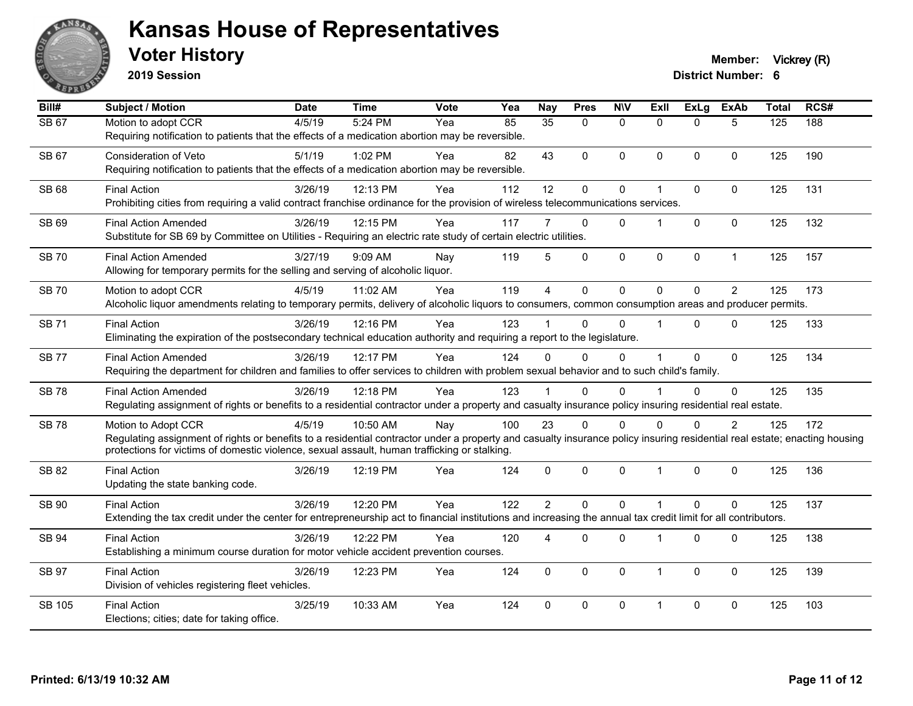# Kansas House of Representatives

## Voter History

**2019 Session**

**Member:** Vickrey (R)

**District Number:** 6

| Bill# | Subject / Motion | Date | Time | Vote | Yea | Nay | Pres | N\V | ExII | ExLg | ExAb | Total | RCS# |
|---|---|---|---|---|---|---|---|---|---|---|---|---|---|
| SB 67 | Motion to adopt CCR | 4/5/19 | 5:24 PM | Yea | 85 | 35 | 0 | 0 | 0 | 0 | 5 | 125 | 188 |
| | Requiring notification to patients that the effects of a medication abortion may be reversible. | | | | | | | | | | | | |
| SB 67 | Consideration of Veto | 5/1/19 | 1:02 PM | Yea | 82 | 43 | 0 | 0 | 0 | 0 | 0 | 125 | 190 |
| | Requiring notification to patients that the effects of a medication abortion may be reversible. | | | | | | | | | | | | |
| SB 68 | Final Action | 3/26/19 | 12:13 PM | Yea | 112 | 12 | 0 | 0 | 1 | 0 | 0 | 125 | 131 |
| | Prohibiting cities from requiring a valid contract franchise ordinance for the provision of wireless telecommunications services. | | | | | | | | | | | | |
| SB 69 | Final Action Amended | 3/26/19 | 12:15 PM | Yea | 117 | 7 | 0 | 0 | 1 | 0 | 0 | 125 | 132 |
| | Substitute for SB 69 by Committee on Utilities - Requiring an electric rate study of certain electric utilities. | | | | | | | | | | | | |
| SB 70 | Final Action Amended | 3/27/19 | 9:09 AM | Nay | 119 | 5 | 0 | 0 | 0 | 0 | 1 | 125 | 157 |
| | Allowing for temporary permits for the selling and serving of alcoholic liquor. | | | | | | | | | | | | |
| SB 70 | Motion to adopt CCR | 4/5/19 | 11:02 AM | Yea | 119 | 4 | 0 | 0 | 0 | 0 | 2 | 125 | 173 |
| | Alcoholic liquor amendments relating to temporary permits, delivery of alcoholic liquors to consumers, common consumption areas and producer permits. | | | | | | | | | | | | |
| SB 71 | Final Action | 3/26/19 | 12:16 PM | Yea | 123 | 1 | 0 | 0 | 1 | 0 | 0 | 125 | 133 |
| | Eliminating the expiration of the postsecondary technical education authority and requiring a report to the legislature. | | | | | | | | | | | | |
| SB 77 | Final Action Amended | 3/26/19 | 12:17 PM | Yea | 124 | 0 | 0 | 0 | 1 | 0 | 0 | 125 | 134 |
| | Requiring the department for children and families to offer services to children with problem sexual behavior and to such child's family. | | | | | | | | | | | | |
| SB 78 | Final Action Amended | 3/26/19 | 12:18 PM | Yea | 123 | 1 | 0 | 0 | 1 | 0 | 0 | 125 | 135 |
| | Regulating assignment of rights or benefits to a residential contractor under a property and casualty insurance policy insuring residential real estate. | | | | | | | | | | | | |
| SB 78 | Motion to Adopt CCR | 4/5/19 | 10:50 AM | Nay | 100 | 23 | 0 | 0 | 0 | 0 | 2 | 125 | 172 |
| | Regulating assignment of rights or benefits to a residential contractor under a property and casualty insurance policy insuring residential real estate; enacting housing protections for victims of domestic violence, sexual assault, human trafficking or stalking. | | | | | | | | | | | | |
| SB 82 | Final Action | 3/26/19 | 12:19 PM | Yea | 124 | 0 | 0 | 0 | 1 | 0 | 0 | 125 | 136 |
| | Updating the state banking code. | | | | | | | | | | | | |
| SB 90 | Final Action | 3/26/19 | 12:20 PM | Yea | 122 | 2 | 0 | 0 | 1 | 0 | 0 | 125 | 137 |
| | Extending the tax credit under the center for entrepreneurship act to financial institutions and increasing the annual tax credit limit for all contributors. | | | | | | | | | | | | |
| SB 94 | Final Action | 3/26/19 | 12:22 PM | Yea | 120 | 4 | 0 | 0 | 1 | 0 | 0 | 125 | 138 |
| | Establishing a minimum course duration for motor vehicle accident prevention courses. | | | | | | | | | | | | |
| SB 97 | Final Action | 3/26/19 | 12:23 PM | Yea | 124 | 0 | 0 | 0 | 1 | 0 | 0 | 125 | 139 |
| | Division of vehicles registering fleet vehicles. | | | | | | | | | | | | |
| SB 105 | Final Action | 3/25/19 | 10:33 AM | Yea | 124 | 0 | 0 | 0 | 1 | 0 | 0 | 125 | 103 |
| | Elections; cities; date for taking office. | | | | | | | | | | | | |

**Printed: 6/13/19 10:32 AM**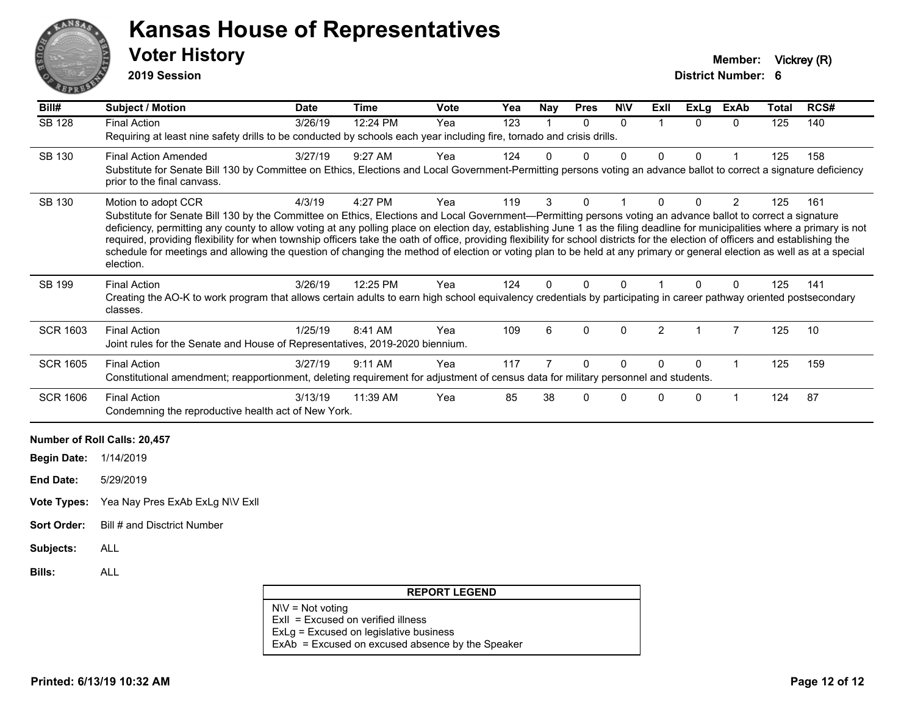# Kansas House of Representatives

## Voter History

**2019 Session**

**Member:** Vickrey (R)
**District Number:** 6

| Bill# | Subject / Motion | Date | Time | Vote | Yea | Nay | Pres | N\V | ExIl | ExLg | ExAb | Total | RCS# |
|---|---|---|---|---|---|---|---|---|---|---|---|---|---|
| SB 128 | Final Action | 3/26/19 | 12:24 PM | Yea | 123 | 1 | 0 | 0 | 1 | 0 | 0 | 125 | 140 |
| | Requiring at least nine safety drills to be conducted by schools each year including fire, tornado and crisis drills. | | | | | | | | | | | | |
| SB 130 | Final Action Amended | 3/27/19 | 9:27 AM | Yea | 124 | 0 | 0 | 0 | 0 | 0 | 1 | 125 | 158 |
| | Substitute for Senate Bill 130 by Committee on Ethics, Elections and Local Government-Permitting persons voting an advance ballot to correct a signature deficiency prior to the final canvass. | | | | | | | | | | | | |
| SB 130 | Motion to adopt CCR | 4/3/19 | 4:27 PM | Yea | 119 | 3 | 0 | 1 | 0 | 0 | 2 | 125 | 161 |
| | Substitute for Senate Bill 130 by the Committee on Ethics, Elections and Local Government—Permitting persons voting an advance ballot to correct a signature deficiency, permitting any county to allow voting at any polling place on election day, establishing June 1 as the filing deadline for municipalities where a primary is not required, providing flexibility for when township officers take the oath of office, providing flexibility for school districts for the election of officers and establishing the schedule for meetings and allowing the question of changing the method of election or voting plan to be held at any primary or general election as well as at a special election. | | | | | | | | | | | | |
| SB 199 | Final Action | 3/26/19 | 12:25 PM | Yea | 124 | 0 | 0 | 0 | 1 | 0 | 0 | 125 | 141 |
| | Creating the AO-K to work program that allows certain adults to earn high school equivalency credentials by participating in career pathway oriented postsecondary classes. | | | | | | | | | | | | |
| SCR 1603 | Final Action | 1/25/19 | 8:41 AM | Yea | 109 | 6 | 0 | 0 | 2 | 1 | 7 | 125 | 10 |
| | Joint rules for the Senate and House of Representatives, 2019-2020 biennium. | | | | | | | | | | | | |
| SCR 1605 | Final Action | 3/27/19 | 9:11 AM | Yea | 117 | 7 | 0 | 0 | 0 | 0 | 1 | 125 | 159 |
| | Constitutional amendment; reapportionment, deleting requirement for adjustment of census data for military personnel and students. | | | | | | | | | | | | |
| SCR 1606 | Final Action | 3/13/19 | 11:39 AM | Yea | 85 | 38 | 0 | 0 | 0 | 0 | 1 | 124 | 87 |
| | Condemning the reproductive health act of New York. | | | | | | | | | | | | |

**Number of Roll Calls: 20,457**

**Begin Date:** 1/14/2019

**End Date:** 5/29/2019

**Vote Types:** Yea Nay Pres ExAb ExLg N\V ExIl

**Sort Order:** Bill # and Disctrict Number

**Subjects:** ALL

**Bills:** ALL

**REPORT LEGEND**

- N\V = Not voting
- ExIl = Excused on verified illness
- ExLg = Excused on legislative business
- ExAb = Excused on excused absence by the Speaker

**Printed: 6/13/19 10:32 AM**